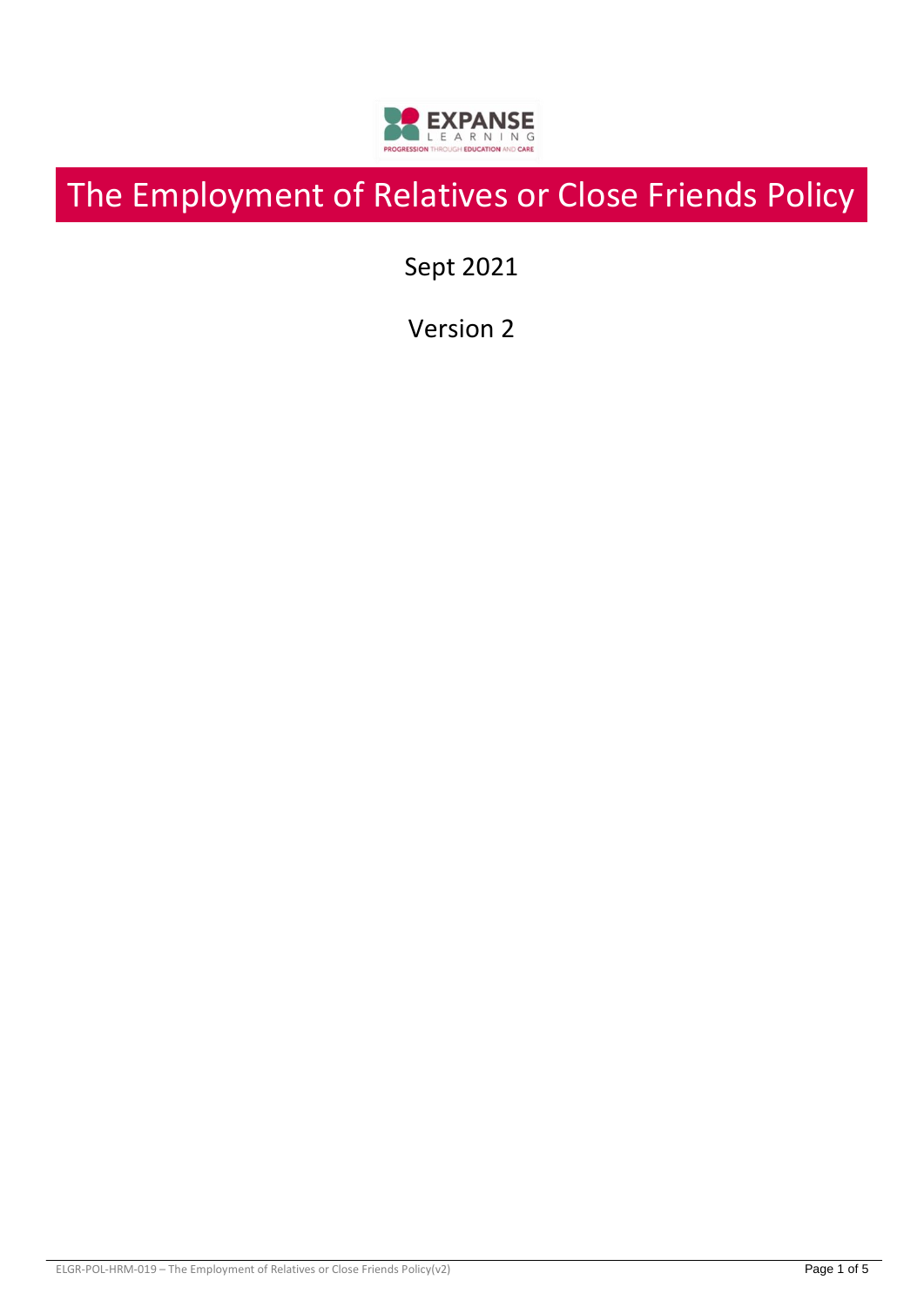# The Employment of Relatives or Close Friends Policy

Sept 2021

Version 2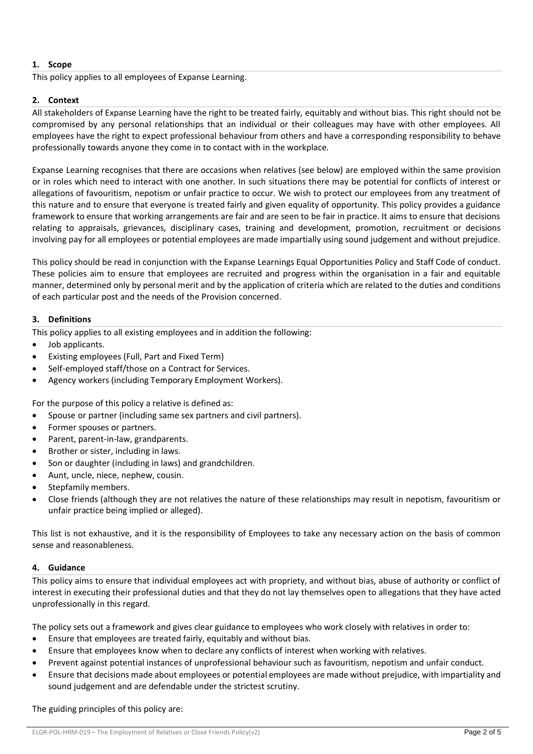**1. Scope**

This policy applies to all employees of Expanse Learning.

**2. Context**

All stakeholders of Expanse Learning have the right to be treated fairly, equitably and without bias. This right should not be compromised by any personal relationships that an individual or their colleagues may have with other employees. All employees have the right to expect professional behaviour from others and have a corresponding responsibility to behave professionally towards anyone they come in to contact with in the workplace.

Expanse Learning recognises that there are occasions when relatives (see below) are employed within the same provision or in roles which need to interact with one another. In such situations there may be potential for conflicts of interest or allegations of favouritism, nepotism or unfair practice to occur. We wish to protect our employees from any treatment of this nature and to ensure that everyone is treated fairly and given equality of opportunity. This policy provides a guidance framework to ensure that working arrangements are fair and are seen to be fair in practice. It aims to ensure that decisions relating to appraisals, grievances, disciplinary cases, training and development, promotion, recruitment or decisions involving pay for all employees or potential employees are made impartially using sound judgement and without prejudice.

This policy should be read in conjunction with the Expanse Learnings Equal Opportunities Policy and Staff Code of conduct. These policies aim to ensure that employees are recruited and progress within the organisation in a fair and equitable manner, determined only by personal merit and by the application of criteria which are related to the duties and conditions of each particular post and the needs of the Provision concerned.

**3. Definitions**

This policy applies to all existing employees and in addition the following:

- Job applicants.
- Existing employees (Full, Part and Fixed Term)
- Self-employed staff/those on a Contract for Services.
- Agency workers (including Temporary Employment Workers).

For the purpose of this policy a relative is defined as:

- Spouse or partner (including same sex partners and civil partners).
- Former spouses or partners.
- Parent, parent-in-law, grandparents.
- Brother or sister, including in laws.
- Son or daughter (including in laws) and grandchildren.
- Aunt, uncle, niece, nephew, cousin.
- Stepfamily members.
- Close friends (although they are not relatives the nature of these relationships may result in nepotism, favouritism or unfair practice being implied or alleged).

This list is not exhaustive, and it is the responsibility of Employees to take any necessary action on the basis of common sense and reasonableness.

**4. Guidance**

This policy aims to ensure that individual employees act with propriety, and without bias, abuse of authority or conflict of interest in executing their professional duties and that they do not lay themselves open to allegations that they have acted unprofessionally in this regard.

The policy sets out a framework and gives clear guidance to employees who work closely with relatives in order to:

- Ensure that employees are treated fairly, equitably and without bias.
- Ensure that employees know when to declare any conflicts of interest when working with relatives.
- Prevent against potential instances of unprofessional behaviour such as favouritism, nepotism and unfair conduct.
- Ensure that decisions made about employees or potential employees are made without prejudice, with impartiality and sound judgement and are defendable under the strictest scrutiny.

The guiding principles of this policy are: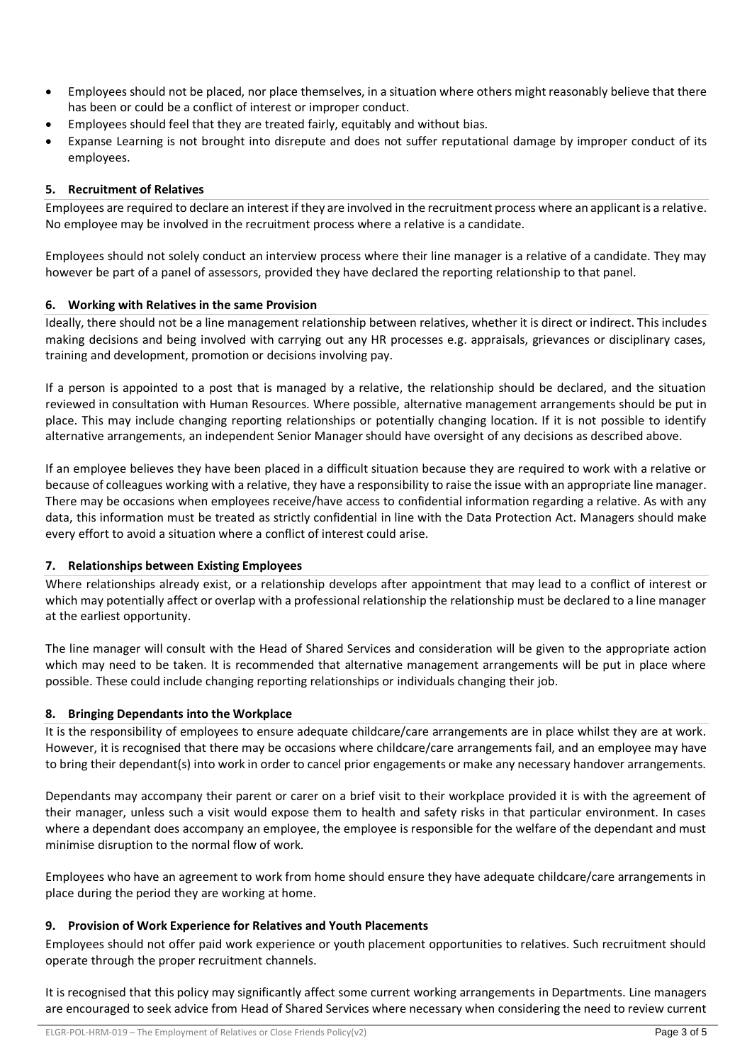- Employees should not be placed, nor place themselves, in a situation where others might reasonably believe that there has been or could be a conflict of interest or improper conduct.
- Employees should feel that they are treated fairly, equitably and without bias.
- Expanse Learning is not brought into disrepute and does not suffer reputational damage by improper conduct of its employees.

### 5. Recruitment of Relatives

Employees are required to declare an interest if they are involved in the recruitment process where an applicant is a relative. No employee may be involved in the recruitment process where a relative is a candidate.

Employees should not solely conduct an interview process where their line manager is a relative of a candidate. They may however be part of a panel of assessors, provided they have declared the reporting relationship to that panel.

### 6. Working with Relatives in the same Provision

Ideally, there should not be a line management relationship between relatives, whether it is direct or indirect. This includes making decisions and being involved with carrying out any HR processes e.g. appraisals, grievances or disciplinary cases, training and development, promotion or decisions involving pay.

If a person is appointed to a post that is managed by a relative, the relationship should be declared, and the situation reviewed in consultation with Human Resources. Where possible, alternative management arrangements should be put in place. This may include changing reporting relationships or potentially changing location. If it is not possible to identify alternative arrangements, an independent Senior Manager should have oversight of any decisions as described above.

If an employee believes they have been placed in a difficult situation because they are required to work with a relative or because of colleagues working with a relative, they have a responsibility to raise the issue with an appropriate line manager. There may be occasions when employees receive/have access to confidential information regarding a relative. As with any data, this information must be treated as strictly confidential in line with the Data Protection Act. Managers should make every effort to avoid a situation where a conflict of interest could arise.

### 7. Relationships between Existing Employees

Where relationships already exist, or a relationship develops after appointment that may lead to a conflict of interest or which may potentially affect or overlap with a professional relationship the relationship must be declared to a line manager at the earliest opportunity.

The line manager will consult with the Head of Shared Services and consideration will be given to the appropriate action which may need to be taken. It is recommended that alternative management arrangements will be put in place where possible. These could include changing reporting relationships or individuals changing their job.

### 8. Bringing Dependants into the Workplace

It is the responsibility of employees to ensure adequate childcare/care arrangements are in place whilst they are at work. However, it is recognised that there may be occasions where childcare/care arrangements fail, and an employee may have to bring their dependant(s) into work in order to cancel prior engagements or make any necessary handover arrangements.

Dependants may accompany their parent or carer on a brief visit to their workplace provided it is with the agreement of their manager, unless such a visit would expose them to health and safety risks in that particular environment. In cases where a dependant does accompany an employee, the employee is responsible for the welfare of the dependant and must minimise disruption to the normal flow of work.

Employees who have an agreement to work from home should ensure they have adequate childcare/care arrangements in place during the period they are working at home.

### 9. Provision of Work Experience for Relatives and Youth Placements

Employees should not offer paid work experience or youth placement opportunities to relatives. Such recruitment should operate through the proper recruitment channels.

It is recognised that this policy may significantly affect some current working arrangements in Departments. Line managers are encouraged to seek advice from Head of Shared Services where necessary when considering the need to review current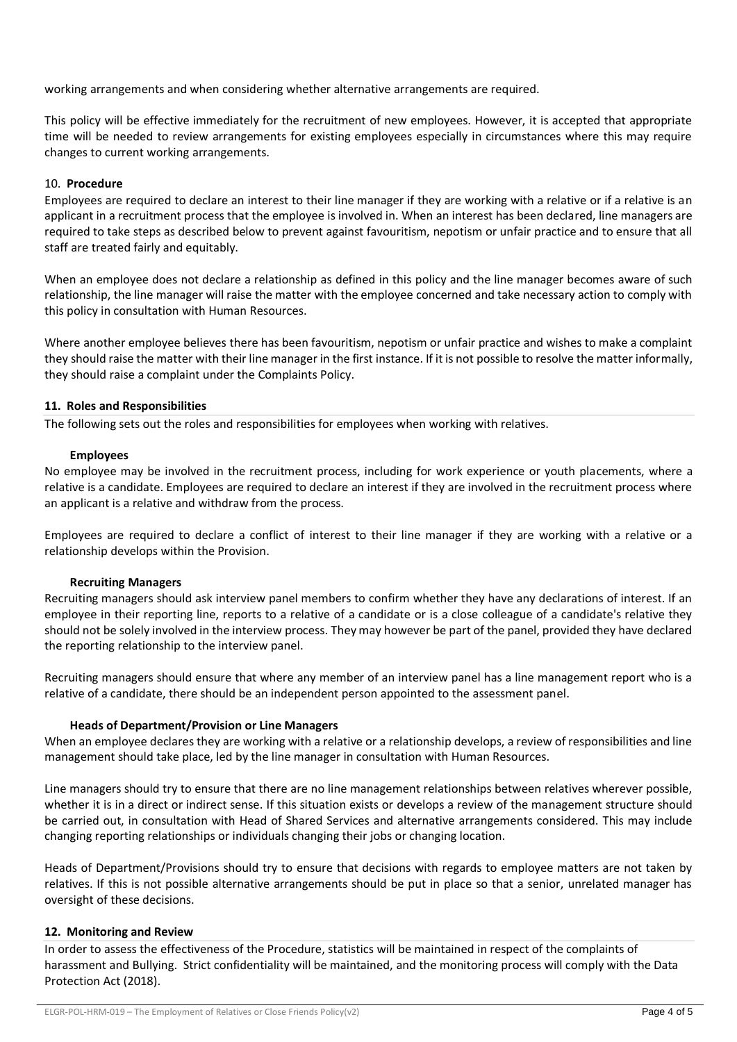working arrangements and when considering whether alternative arrangements are required.

This policy will be effective immediately for the recruitment of new employees. However, it is accepted that appropriate time will be needed to review arrangements for existing employees especially in circumstances where this may require changes to current working arrangements.

## 10. **Procedure**

Employees are required to declare an interest to their line manager if they are working with a relative or if a relative is an applicant in a recruitment process that the employee is involved in. When an interest has been declared, line managers are required to take steps as described below to prevent against favouritism, nepotism or unfair practice and to ensure that all staff are treated fairly and equitably.

When an employee does not declare a relationship as defined in this policy and the line manager becomes aware of such relationship, the line manager will raise the matter with the employee concerned and take necessary action to comply with this policy in consultation with Human Resources.

Where another employee believes there has been favouritism, nepotism or unfair practice and wishes to make a complaint they should raise the matter with their line manager in the first instance. If it is not possible to resolve the matter informally, they should raise a complaint under the Complaints Policy.

## 11. Roles and Responsibilities

The following sets out the roles and responsibilities for employees when working with relatives.

### Employees

No employee may be involved in the recruitment process, including for work experience or youth placements, where a relative is a candidate. Employees are required to declare an interest if they are involved in the recruitment process where an applicant is a relative and withdraw from the process.

Employees are required to declare a conflict of interest to their line manager if they are working with a relative or a relationship develops within the Provision.

### Recruiting Managers

Recruiting managers should ask interview panel members to confirm whether they have any declarations of interest. If an employee in their reporting line, reports to a relative of a candidate or is a close colleague of a candidate's relative they should not be solely involved in the interview process. They may however be part of the panel, provided they have declared the reporting relationship to the interview panel.

Recruiting managers should ensure that where any member of an interview panel has a line management report who is a relative of a candidate, there should be an independent person appointed to the assessment panel.

### Heads of Department/Provision or Line Managers

When an employee declares they are working with a relative or a relationship develops, a review of responsibilities and line management should take place, led by the line manager in consultation with Human Resources.

Line managers should try to ensure that there are no line management relationships between relatives wherever possible, whether it is in a direct or indirect sense. If this situation exists or develops a review of the management structure should be carried out, in consultation with Head of Shared Services and alternative arrangements considered. This may include changing reporting relationships or individuals changing their jobs or changing location.

Heads of Department/Provisions should try to ensure that decisions with regards to employee matters are not taken by relatives. If this is not possible alternative arrangements should be put in place so that a senior, unrelated manager has oversight of these decisions.

## 12. Monitoring and Review

In order to assess the effectiveness of the Procedure, statistics will be maintained in respect of the complaints of harassment and Bullying. Strict confidentiality will be maintained, and the monitoring process will comply with the Data Protection Act (2018).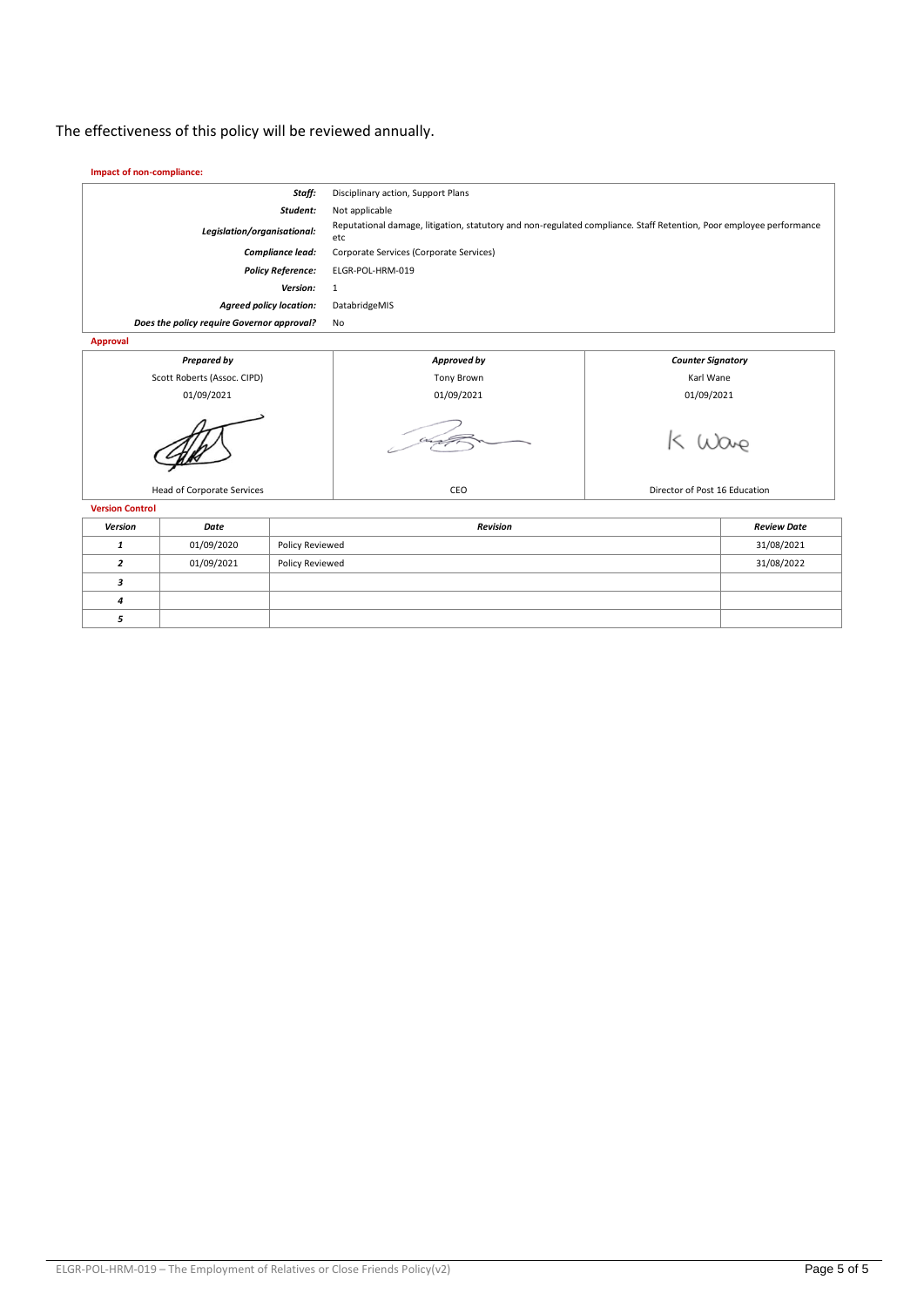The effectiveness of this policy will be reviewed annually.

**Impact of non-compliance:**

| | |
|---|---|
| ***Staff:*** | Disciplinary action, Support Plans |
| ***Student:*** | Not applicable |
| ***Legislation/organisational:*** | Reputational damage, litigation, statutory and non-regulated compliance. Staff Retention, Poor employee performance etc |
| ***Compliance lead:*** | Corporate Services (Corporate Services) |
| ***Policy Reference:*** | ELGR-POL-HRM-019 |
| ***Version:*** | 1 |
| ***Agreed policy location:*** | DatabridgeMIS |
| ***Does the policy require Governor approval?*** | No |

**Approval**

| ***Prepared by*** | ***Approved by*** | ***Counter Signatory*** |
|---|---|---|
| Scott Roberts (Assoc. CIPD) | Tony Brown | Karl Wane |
| 01/09/2021 | 01/09/2021 | 01/09/2021 |
| | | K Wane |
| Head of Corporate Services | CEO | Director of Post 16 Education |

**Version Control**

| ***Version*** | ***Date*** | ***Revision*** | ***Review Date*** |
|---|---|---|---|
| ***1*** | 01/09/2020 | Policy Reviewed | 31/08/2021 |
| ***2*** | 01/09/2021 | Policy Reviewed | 31/08/2022 |
| ***3*** | | | |
| ***4*** | | | |
| ***5*** | | | |